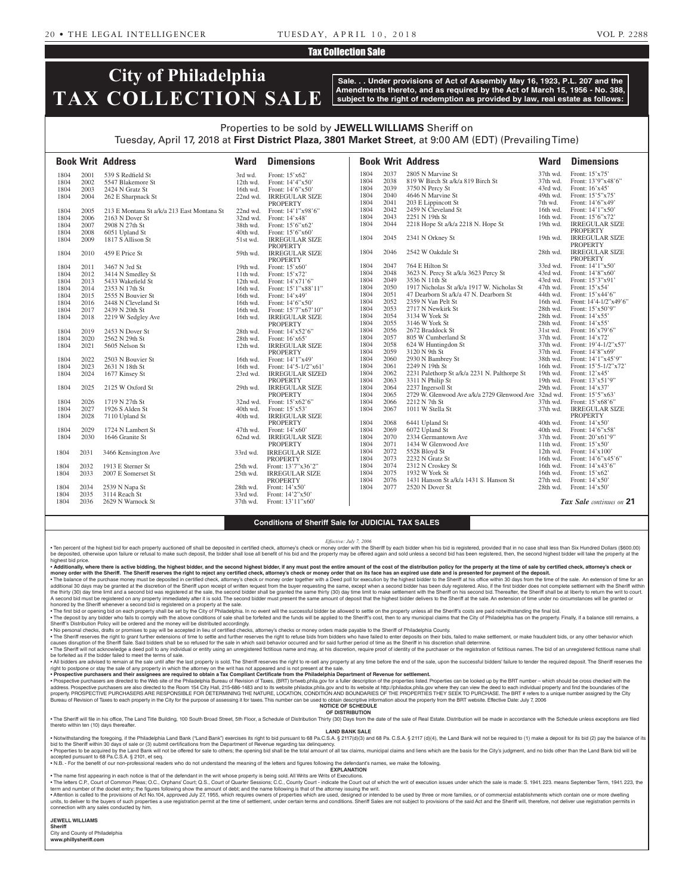## Tax Collection Sale

# City of Philadelphia TAX COLLECTION SALE

**Sale. . . Under provisions of Act of Assembly May 16, 1923, P.L. 207 and the Amendments thereto, and as required by the Act of March 15, 1956 - No. 388, subject to the right of redemption as provided by law, real estate as follows:**

Properties to be sold by **JEWELL WILLIAMS** Sheriff on Tuesday, April 17, 2018 at **First District Plaza, 3801 Market Street**, at 9:00 AM (EDT) (Prevailing Time)

| Book | Writ | Address | Ward | Dimensions |
|---|---|---|---|---|
| 1804 | 2001 | 539 S Redfield St | 3rd wd. | Front: 15'x62' |
| 1804 | 2002 | 5547 Blakemore St | 12th wd. | Front: 14'4"x50' |
| 1804 | 2003 | 2424 N Gratz St | 16th wd. | Front: 14'6"x50' |
| 1804 | 2004 | 262 E Sharpnack St | 22nd wd. | IRREGULAR SIZE PROPERTY |
| 1804 | 2005 | 213 E Montana St a/k/a 213 East Montana St | 22nd wd. | Front: 14'1"x98'6" |
| 1804 | 2006 | 2163 N Dover St | 32nd wd. | Front: 14'x48' |
| 1804 | 2007 | 2908 N 27th St | 38th wd. | Front: 15'6"x62' |
| 1804 | 2008 | 6051 Upland St | 40th wd. | Front: 15'6"x60' |
| 1804 | 2009 | 1817 S Allison St | 51st wd. | IRREGULAR SIZE PROPERTY |
| 1804 | 2010 | 459 E Price St | 59th wd. | IRREGULAR SIZE PROPERTY |
| 1804 | 2011 | 3467 N 3rd St | 19th wd. | Front: 15'x60' |
| 1804 | 2012 | 3414 N Smedley St | 11th wd. | Front: 15'x72' |
| 1804 | 2013 | 5433 Wakefield St | 12th wd. | Front: 14'x71'6" |
| 1804 | 2014 | 2353 N 17th St | 16th wd. | Front: 15'1"x88'11" |
| 1804 | 2015 | 2555 N Bouvier St | 16th wd. | Front: 14'x49' |
| 1804 | 2016 | 2448 N Cleveland St | 16th wd. | Front: 14'6"x50' |
| 1804 | 2017 | 2439 N 20th St | 16th wd. | Front: 15'7"x67'10" |
| 1804 | 2018 | 2219 W Sedgley Ave | 16th wd. | IRREGULAR SIZE PROPERTY |
| 1804 | 2019 | 2453 N Dover St | 28th wd. | Front: 14'x52'6" |
| 1804 | 2020 | 2562 N 29th St | 28th wd. | Front: 16'x65' |
| 1804 | 2021 | 5605 Nelson St | 12th wd. | IRREGULAR SIZE PROPERTY |
| 1804 | 2022 | 2503 N Bouvier St | 16th wd. | Front: 14'1"x49' |
| 1804 | 2023 | 2631 N 18th St | 16th wd. | Front: 14'5-1/2"x61' |
| 1804 | 2024 | 1677 Kinsey St | 23rd wd. | IRREGULAR SIZED PROPERTY |
| 1804 | 2025 | 2125 W Oxford St | 29th wd. | IRREGULAR SIZE PROPERTY |
| 1804 | 2026 | 1719 N 27th St | 32nd wd. | Front: 15'x62'6" |
| 1804 | 2027 | 1926 S Alden St | 40th wd. | Front: 15'x53' |
| 1804 | 2028 | 7110 Upland St | 40th wd. | IRREGULAR SIZE PROPERTY |
| 1804 | 2029 | 1724 N Lambert St | 47th wd. | Front: 14'x60' |
| 1804 | 2030 | 1646 Granite St | 62nd wd. | IRREGULAR SIZE PROPERTY |
| 1804 | 2031 | 3466 Kensington Ave | 33rd wd. | IRREGULAR SIZE PROPERTY |
| 1804 | 2032 | 1913 E Sterner St | 25th wd. | Front: 13'7"x36'2" |
| 1804 | 2033 | 2007 E Somerset St | 25th wd. | IRREGULAR SIZE PROPERTY |
| 1804 | 2034 | 2539 N Napa St | 28th wd. | Front: 14'x50' |
| 1804 | 2035 | 3114 Reach St | 33rd wd. | Front: 14'2"x50' |
| 1804 | 2036 | 2629 N Warnock St | 37th wd. | Front: 13'11"x60' |
| 1804 | 2037 | 2805 N Marvine St | 37th wd. | Front: 15'x75' |
| 1804 | 2038 | 819 W Birch St a/k/a 819 Birch St | 37th wd. | Front: 13'9"x48'6" |
| 1804 | 2039 | 3750 N Percy St | 43rd wd. | Front: 16'x45' |
| 1804 | 2040 | 4646 N Marvine St | 49th wd. | Front: 15'5"x75' |
| 1804 | 2041 | 203 E Lippincott St | 7th wd. | Front: 14'6"x49' |
| 1804 | 2042 | 2459 N Cleveland St | 16th wd. | Front: 14'1"x50' |
| 1804 | 2043 | 2251 N 19th St | 16th wd. | Front: 15'6"x72' |
| 1804 | 2044 | 2218 Hope St a/k/a 2218 N. Hope St | 19th wd. | IRREGULAR SIZE PROPERTY |
| 1804 | 2045 | 2341 N Orkney St | 19th wd. | IRREGULAR SIZE PROPERTY |
| 1804 | 2046 | 2542 W Oakdale St | 28th wd. | IRREGULAR SIZE PROPERTY |
| 1804 | 2047 | 764 E Hilton St | 33rd wd. | Front: 14'1"x50' |
| 1804 | 2048 | 3623 N. Percy St a/k/a 3623 Percy St | 43rd wd. | Front: 14'8"x60' |
| 1804 | 2049 | 3536 N 11th St | 43rd wd. | Front: 15'3"x91' |
| 1804 | 2050 | 1917 Nicholas St a/k/a 1917 W. Nicholas St | 47th wd. | Front: 15'x54' |
| 1804 | 2051 | 47 Dearborn St a/k/a 47 N. Dearborn St | 44th wd. | Front: 15'x44'6" |
| 1804 | 2052 | 2359 N Van Pelt St | 16th wd. | Front: 14'4-1/2"x49'6" |
| 1804 | 2053 | 2717 N Newkirk St | 28th wd. | Front: 15'x50'9" |
| 1804 | 2054 | 3134 W York St | 28th wd. | Front: 14'x55' |
| 1804 | 2055 | 3146 W York St | 28th wd. | Front: 14'x55' |
| 1804 | 2056 | 2672 Braddock St | 31st wd. | Front: 16'x79'6" |
| 1804 | 2057 | 805 W Cumberland St | 37th wd. | Front: 14'x72' |
| 1804 | 2058 | 624 W Huntingdon St | 37th wd. | Front: 19'4-1/2"x57' |
| 1804 | 2059 | 3120 N 9th St | 37th wd. | Front: 14'8"x69' |
| 1804 | 2060 | 2930 N Bambrey St | 38th wd. | Front: 14'1"x45'9" |
| 1804 | 2061 | 2249 N 19th St | 16th wd. | Front: 15'5-1/2"x72' |
| 1804 | 2062 | 2231 Palethorp St a/k/a 2231 N. Palthorpe St | 19th wd. | Front: 12'x45' |
| 1804 | 2063 | 3311 N Philip St | 19th wd. | Front: 13'x51'9" |
| 1804 | 2064 | 2237 Ingersoll St | 29th wd. | Front: 14'x37' |
| 1804 | 2065 | 2729 W. Glenwood Ave a/k/a 2729 Glenwood Ave | 32nd wd. | Front: 15'5"x63' |
| 1804 | 2066 | 2212 N 7th St | 37th wd. | Front: 15'x68'6" |
| 1804 | 2067 | 1011 W Stella St | 37th wd. | IRREGULAR SIZE PROPERTY |
| 1804 | 2068 | 6441 Upland St | 40th wd. | Front: 14'x50' |
| 1804 | 2069 | 6072 Upland St | 40th wd. | Front: 14'6"x58' |
| 1804 | 2070 | 2334 Germantown Ave | 37th wd. | Front: 20'x61'9" |
| 1804 | 2071 | 1434 W Glenwood Ave | 11th wd. | Front: 15'x50' |
| 1804 | 2072 | 5528 Bloyd St | 12th wd. | Front: 14'x100' |
| 1804 | 2073 | 2232 N Gratz St | 16th wd. | Front: 14'6"x45'6" |
| 1804 | 2074 | 2312 N Croskey St | 16th wd. | Front: 14'x43'6" |
| 1804 | 2075 | 1932 W York St | 16th wd. | Front: 15'x62' |
| 1804 | 2076 | 1431 Hanson St a/k/a 1431 S. Hanson St | 27th wd. | Front: 14'x50' |
| 1804 | 2077 | 2520 N Dover St | 28th wd. | Front: 14'x50' |

*Tax Sale continues on* **21**

### Conditions of Sheriff Sale for JUDICIAL TAX SALES

*Effective: July 7, 2006*

• Ten percent of the highest bid for each property auctioned off shall be deposited in certified check, attorney's check or money order with the Sheriff by each bidder when his bid is registered, provided that in no case shall less than Six Hundred Dollars ($600.00) be deposited, otherwise upon failure or refusal to make such deposit, the bidder shall lose all benefit of his bid and the property may be offered again and sold unless a second bid has been registered, then, the second highest bidder will take the property at the highest bid price.

**• Additionally, where there is active bidding, the highest bidder, and the second highest bidder, if any must post the entire amount of the cost of the distribution policy for the property at the time of sale by certified check, attorney's check or money order with the Sheriff. The Sheriff reserves the right to reject any certified check, attorney's check or money order that on its face has an expired use date and is presented for payment of the deposit.**

• The balance of the purchase money must be deposited in certified check, attorney's check or money order together with a Deed poll for execution by the highest bidder to the Sheriff at his office within 30 days from the time of the sale. An extension of time for an additional 30 days may be granted at the discretion of the Sheriff upon receipt of written request from the buyer requesting the same, except when a second bidder has been duly registered. Also, if the first bidder does not complete settlement with the Sheriff within the thirty (30) day time limit and a second bid was registered at the sale, the second bidder shall be granted the same thirty (30) day time limit to make settlement with the Sheriff on his second bid. Thereafter, the Sheriff shall be at liberty to return the writ to court. A second bid must be registered on any property immediately after it is sold. The second bidder must present the same amount of deposit that the highest bidder delivers to the Sheriff at the sale. An extension of time under no circumstances will be granted or honored by the Sheriff whenever a second bid is registered on a property at the sale.

• The first bid or opening bid on each property shall be set by the City of Philadelphia. In no event will the successful bidder be allowed to settle on the property unless all the Sheriff's costs are paid notwithstanding the final bid.

• The deposit by any bidder who fails to comply with the above conditions of sale shall be forfeited and the funds will be applied to the Sheriff's cost, then to any municipal claims that the City of Philadelphia has on the property. Finally, if a balance still remains, a Sheriff's Distribution Policy will be ordered and the money will be distributed accordingly.

• No personal checks, drafts or promises to pay will be accepted in lieu of certified checks, attorney's checks or money orders made payable to the Sheriff of Philadelphia County.

• The Sheriff reserves the right to grant further extensions of time to settle and further reserves the right to refuse bids from bidders who have failed to enter deposits on their bids, failed to make settlement, or make fraudulent bids, or any other behavior which causes disruption of the Sheriff Sale. Said bidders shall be so refused for the sale in which said behavior occurred and for said further period of time as the Sheriff in his discretion shall determine.

• The Sheriff will not acknowledge a deed poll to any individual or entity using an unregistered fictitious name and may, at his discretion, require proof of identity of the purchaser or the registration of fictitious names. The bid of an unregistered fictitious name shall be forfeited as if the bidder failed to meet the terms of sale.

• All bidders are advised to remain at the sale until after the last property is sold. The Sheriff reserves the right to re-sell any property at any time before the end of the sale, upon the successful bidders' failure to tender the required deposit. The Sheriff reserves the right to postpone or stay the sale of any property in which the attorney on the writ has not appeared and is not present at the sale.

**• Prospective purchasers and their assignees are required to obtain a Tax Compliant Certificate from the Philadelphia Department of Revenue for settlement.**

• Prospective purchasers are directed to the Web site of the Philadelphia Bureau of Revision of Taxes, (BRT) brtweb.phila.gov for a fuller description of the properties listed. Properties can be looked up by the BRT number – which should be cross checked with the address. Prospective purchasers are also directed to the Room 154 City Hall, 215-686-1483 and to its website philadox.phila.gov and to its website at http://philadox.phila.gov where they can view the deed to each individual property and find the boundaries of the property. PROSPECTIVE PURCHASERS ARE RESPONSIBLE FOR DETERMINING THE NATURE, LOCATION, CONDITION AND BOUNDARIES OF THE PROPERTIES THEY SEEK TO PURCHASE. The BRT # refers to a unique number assigned by the City Bureau of Revision of Taxes to each property in the City for the purpose of assessing it for taxes. This number can be used to obtain descriptive information about the property from the BRT website. Effective Date: July 7, 2006

**NOTICE OF SCHEDULE OF DISTRIBUTION**

• The Sheriff will file in his office, The Land Title Building, 100 South Broad Street, 5th Floor, a Schedule of Distribution Thirty (30) Days from the date of the sale of Real Estate. Distribution will be made in accordance with the Schedule unless exceptions are filed thereto within ten (10) days thereafter.

**LAND BANK SALE**

• Notwithstanding the foregoing, if the Philadelphia Land Bank ("Land Bank") exercises its right to bid pursuant to 68 Pa.C.S.A. § 2117(d)(3) and 68 Pa. C.S.A. § 2117 (d)(4), the Land Bank will not be required to (1) make a deposit for its bid (2) pay the balance of its bid to the Sheriff within 30 days of sale or (3) submit certifications from the Department of Revenue regarding tax delinquency.

• Properties to be acquired by the Land Bank will not be offered for sale to others; the opening bid shall be the total amount of all tax claims, municipal claims and liens which are the basis for the City's judgment, and no bids other than the Land Bank bid will be accepted pursuant to 68 Pa.C.S.A. § 2101, et seq.

• N.B. - For the benefit of our non-professional readers who do not understand the meaning of the letters and figures following the defendant's names, we make the following.

**EXPLANATION**

• The name first appearing in each notice is that of the defendant in the writ whose property is being sold. All Writs are Writs of Executions.

• The letters C.P., Court of Common Pleas; O.C., Orphans' Court; Q.S., Court of Quarter Sessions; C.C., County Court - indicate the Court out of which the writ of execution issues under which the sale is made: S. 1941. 223. means September Term, 1941. 223, the term and number of the docket entry; the figures following show the amount of debt; and the name following is that of the attorney issuing the writ.

• Attention is called to the provisions of Act No.104, approved July 27, 1955, which requires owners of properties which are used, designed or intended to be used by three or more families, or of commercial establishments which contain one or more dwelling units, to deliver to the buyers of such properties a use registration permit at the time of settlement, under certain terms and conditions. Sheriff Sales are not subject to provisions of the said Act and the Sheriff will, therefore, not deliver use registration permits in connection with any sales conducted by him.

**JEWELL WILLIAMS**
**Sheriff**
City and County of Philadelphia
**www.phillysheriff.com**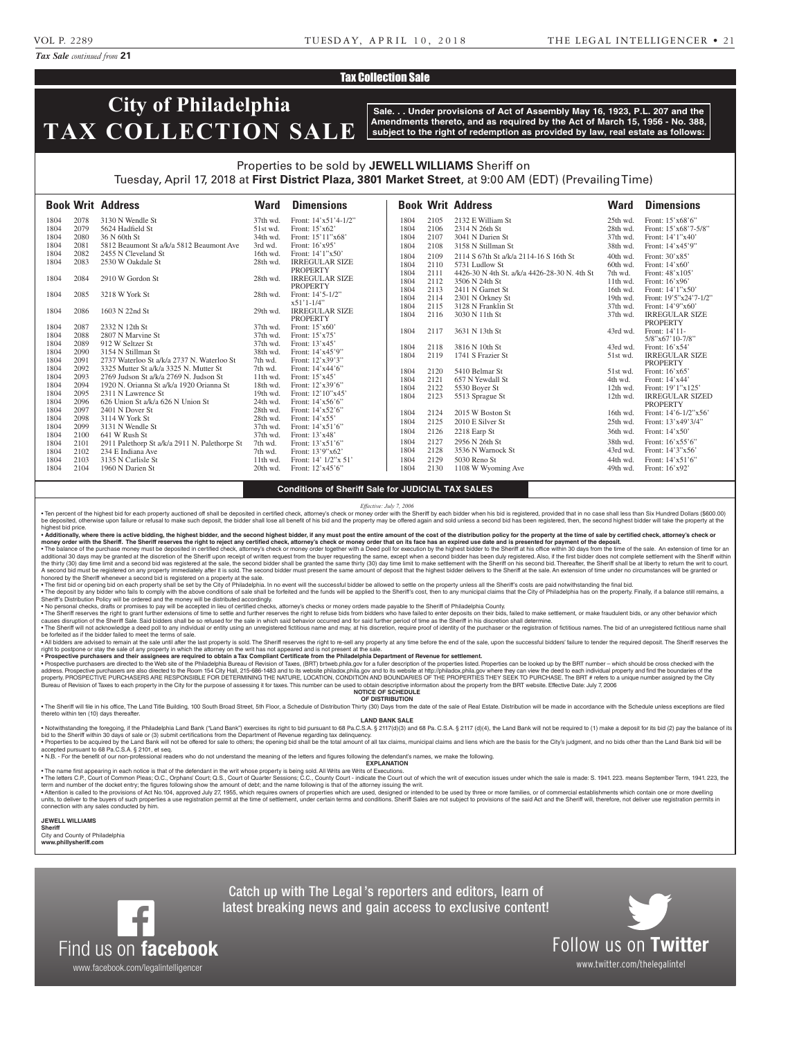*Tax Sale continued from* **21**

## Tax Collection Sale

# City of Philadelphia TAX COLLECTION SALE

**Sale. . . Under provisions of Act of Assembly May 16, 1923, P.L. 207 and the Amendments thereto, and as required by the Act of March 15, 1956 - No. 388, subject to the right of redemption as provided by law, real estate as follows:**

Properties to be sold by **JEWELL WILLIAMS** Sheriff on
Tuesday, April 17, 2018 at **First District Plaza, 3801 Market Street**, at 9:00 AM (EDT) (Prevailing Time)

| Book | Writ | Address | Ward | Dimensions |
|---|---|---|---|---|
| 1804 | 2078 | 3130 N Wendle St | 37th wd. | Front: 14'x51'4-1/2" |
| 1804 | 2079 | 5624 Hadfield St | 51st wd. | Front: 15'x62' |
| 1804 | 2080 | 36 N 60th St | 34th wd. | Front: 15'11"x68' |
| 1804 | 2081 | 5812 Beaumont St a/k/a 5812 Beaumont Ave | 3rd wd. | Front: 16'x95' |
| 1804 | 2082 | 2455 N Cleveland St | 16th wd. | Front: 14'1"x50' |
| 1804 | 2083 | 2530 W Oakdale St | 28th wd. | IRREGULAR SIZE PROPERTY |
| 1804 | 2084 | 2910 W Gordon St | 28th wd. | IRREGULAR SIZE PROPERTY |
| 1804 | 2085 | 3218 W York St | 28th wd. | Front: 14'5-1/2" x51'1-1/4" |
| 1804 | 2086 | 1603 N 22nd St | 29th wd. | IRREGULAR SIZE PROPERTY |
| 1804 | 2087 | 2332 N 12th St | 37th wd. | Front: 15'x60' |
| 1804 | 2088 | 2807 N Marvine St | 37th wd. | Front: 15'x75' |
| 1804 | 2089 | 912 W Seltzer St | 37th wd. | Front: 13'x45' |
| 1804 | 2090 | 3154 N Stillman St | 38th wd. | Front: 14'x45'9" |
| 1804 | 2091 | 2737 Waterloo St a/k/a 2737 N. Waterloo St | 7th wd. | Front: 12'x39'3" |
| 1804 | 2092 | 3325 Mutter St a/k/a 3325 N. Mutter St | 7th wd. | Front: 14'x44'6" |
| 1804 | 2093 | 2769 Judson St a/k/a 2769 N. Judson St | 11th wd. | Front: 15'x45' |
| 1804 | 2094 | 1920 N. Orianna St a/k/a 1920 Orianna St | 18th wd. | Front: 12'x39'6" |
| 1804 | 2095 | 2311 N Lawrence St | 19th wd. | Front: 12'10"x45' |
| 1804 | 2096 | 626 Union St a/k/a 626 N Union St | 24th wd. | Front: 14'x56'6" |
| 1804 | 2097 | 2401 N Dover St | 28th wd. | Front: 14'x52'6" |
| 1804 | 2098 | 3114 W York St | 28th wd. | Front: 14'x55' |
| 1804 | 2099 | 3131 N Wendle St | 37th wd. | Front: 14'x51'6" |
| 1804 | 2100 | 641 W Rush St | 37th wd. | Front: 13'x48' |
| 1804 | 2101 | 2911 Palethorp St a/k/a 2911 N. Palethorpe St | 7th wd. | Front: 13'x51'6" |
| 1804 | 2102 | 234 E Indiana Ave | 7th wd. | Front: 13'9"x62' |
| 1804 | 2103 | 3135 N Carlisle St | 11th wd. | Front: 14' 1/2"x 51' |
| 1804 | 2104 | 1960 N Darien St | 20th wd. | Front: 12'x45'6" |
| 1804 | 2105 | 2132 E William St | 25th wd. | Front: 15'x68'6" |
| 1804 | 2106 | 2314 N 26th St | 28th wd. | Front: 15'x68'7-5/8" |
| 1804 | 2107 | 3041 N Darien St | 37th wd. | Front: 14'1"x40' |
| 1804 | 2108 | 3158 N Stillman St | 38th wd. | Front: 14'x45'9" |
| 1804 | 2109 | 2114 S 67th St a/k/a 2114-16 S 16th St | 40th wd. | Front: 30'x85' |
| 1804 | 2110 | 5731 Ludlow St | 60th wd. | Front: 14'x60' |
| 1804 | 2111 | 4426-30 N 4th St. a/k/a 4426-28-30 N. 4th St | 7th wd. | Front: 48'x105' |
| 1804 | 2112 | 3506 N 24th St | 11th wd. | Front: 16'x96' |
| 1804 | 2113 | 2411 N Garnet St | 16th wd. | Front: 14'1"x50' |
| 1804 | 2114 | 2301 N Orkney St | 19th wd. | Front: 19'5"x24'7-1/2" |
| 1804 | 2115 | 3128 N Franklin St | 37th wd. | Front: 14'9"x60' |
| 1804 | 2116 | 3030 N 11th St | 37th wd. | IRREGULAR SIZE PROPERTY |
| 1804 | 2117 | 3631 N 13th St | 43rd wd. | Front: 14'11-5/8"x67'10-7/8" |
| 1804 | 2118 | 3816 N 10th St | 43rd wd. | Front: 16'x54' |
| 1804 | 2119 | 1741 S Frazier St | 51st wd. | IRREGULAR SIZE PROPERTY |
| 1804 | 2120 | 5410 Belmar St | 51st wd. | Front: 16'x65' |
| 1804 | 2121 | 657 N Yewdall St | 4th wd. | Front: 14'x44' |
| 1804 | 2122 | 5530 Boyer St | 12th wd. | Front: 19'1"x125' |
| 1804 | 2123 | 5513 Sprague St | 12th wd. | IRREGULAR SIZED PROPERTY |
| 1804 | 2124 | 2015 W Boston St | 16th wd. | Front: 14'6-1/2"x56' |
| 1804 | 2125 | 2010 E Silver St | 25th wd. | Front: 13'x49'3/4" |
| 1804 | 2126 | 2218 Earp St | 36th wd. | Front: 14'x50' |
| 1804 | 2127 | 2956 N 26th St | 38th wd. | Front: 16'x55'6" |
| 1804 | 2128 | 3536 N Warnock St | 43rd wd. | Front: 14'3"x56' |
| 1804 | 2129 | 5030 Reno St | 44th wd. | Front: 14'x51'6" |
| 1804 | 2130 | 1108 W Wyoming Ave | 49th wd. | Front: 16'x92' |

### Conditions of Sheriff Sale for JUDICIAL TAX SALES

*Effective: July 7, 2006*

• Ten percent of the highest bid for each property auctioned off shall be deposited in certified check, attorney's check or money order with the Sheriff by each bidder when his bid is registered, provided that in no case shall less than Six Hundred Dollars ($600.00) be deposited, otherwise upon failure or refusal to make such deposit, the bidder shall lose all benefit of his bid and the property may be offered again and sold unless a second bid has been registered, then, the second highest bidder will take the property at the highest bid price.

• **Additionally, where there is active bidding, the highest bidder, and the second highest bidder, if any must post the entire amount of the cost of the distribution policy for the property at the time of sale by certified check, attorney's check or money order with the Sheriff. The Sheriff reserves the right to reject any certified check, attorney's check or money order that on its face has an expired use date and is presented for payment of the deposit.**

• The balance of the purchase money must be deposited in certified check, attorney's check or money order together with a Deed poll for execution by the highest bidder to the Sheriff at his office within 30 days from the time of the sale. An extension of time for an additional 30 days may be granted at the discretion of the Sheriff upon receipt of written request from the buyer requesting the same, except when a second bidder has been duly registered. Also, if the first bidder does not complete settlement with the Sheriff within the thirty (30) day time limit and a second bid was registered at the sale, the second bidder shall be granted the same thirty (30) day time limit to make settlement with the Sheriff on his second bid. Thereafter, the Sheriff shall be at liberty to return the writ to court. A second bid must be registered on any property immediately after it is sold. The second bidder must present the same amount of deposit that the highest bidder delivers to the Sheriff at the sale. An extension of time under no circumstances will be granted or honored by the Sheriff whenever a second bid is registered on a property at the sale.

• The first bid or opening bid on each property shall be set by the City of Philadelphia. In no event will the successful bidder be allowed to settle on the property unless all the Sheriff's costs are paid notwithstanding the final bid.

• The deposit by any bidder who fails to comply with the above conditions of sale shall be forfeited and the funds will be applied to the Sheriff's cost, then to any municipal claims that the City of Philadelphia has on the property. Finally, if a balance still remains, a Sheriff's Distribution Policy will be ordered and the money will be distributed accordingly.

• No personal checks, drafts or promises to pay will be accepted in lieu of certified checks, attorney's checks or money orders made payable to the Sheriff of Philadelphia County.

• The Sheriff reserves the right to grant further extensions of time to settle and further reserves the right to refuse bids from bidders who have failed to enter deposits on their bids, failed to make settlement, or make fraudulent bids, or any other behavior which causes disruption of the Sheriff Sale. Said bidders shall be so refused for the sale in which said behavior occurred and for said further period of time as the Sheriff in his discretion shall determine.

• The Sheriff will not acknowledge a deed poll to any individual or entity using an unregistered fictitious name and may, at his discretion, require proof of identity of the purchaser or the registration of fictitious names. The bid of an unregistered fictitious name shall be forfeited as if the bidder failed to meet the terms of sale.

• All bidders are advised to remain at the sale until after the last property is sold. The Sheriff reserves the right to re-sell any property at any time before the end of the sale, upon the successful bidders' failure to tender the required deposit. The Sheriff reserves the right to postpone or stay the sale of any property in which the attorney on the writ has not appeared and is not present at the sale.

• **Prospective purchasers and their assignees are required to obtain a Tax Compliant Certificate from the Philadelphia Department of Revenue for settlement.**

• Prospective purchasers are directed to the Web site of the Philadelphia Bureau of Revision of Taxes, (BRT) brtweb.phila.gov for a fuller description of the properties listed. Properties can be looked up by the BRT number – which should be cross checked with the address. Prospective purchasers are also directed to the Room 154 City Hall, 215-686-1483 and to its website philadox.phila.gov and to its website at http://philadox.phila.gov where they can view the deed to each individual property and find the boundaries of the property. PROSPECTIVE PURCHASERS ARE RESPONSIBLE FOR DETERMINING THE NATURE, LOCATION, CONDITION AND BOUNDARIES OF THE PROPERTIES THEY SEEK TO PURCHASE. The BRT # refers to a unique number assigned by the City Bureau of Revision of Taxes to each property in the City for the purpose of assessing it for taxes. This number can be used to obtain descriptive information about the property from the BRT website. Effective Date: July 7, 2006

**NOTICE OF SCHEDULE OF DISTRIBUTION**

• The Sheriff will file in his office, The Land Title Building, 100 South Broad Street, 5th Floor, a Schedule of Distribution Thirty (30) Days from the date of the sale of Real Estate. Distribution will be made in accordance with the Schedule unless exceptions are filed thereto within ten (10) days thereafter.

**LAND BANK SALE**

• Notwithstanding the foregoing, if the Philadelphia Land Bank ("Land Bank") exercises its right to bid pursuant to 68 Pa.C.S.A. § 2117(d)(3) and 68 Pa. C.S.A. § 2117 (d)(4), the Land Bank will not be required to (1) make a deposit for its bid (2) pay the balance of its bid to the Sheriff within 30 days of sale or (3) submit certifications from the Department of Revenue regarding tax delinquency.

• Properties to be acquired by the Land Bank will not be offered for sale to others; the opening bid shall be the total amount of all tax claims, municipal claims and liens which are the basis for the City's judgment, and no bids other than the Land Bank bid will be accepted pursuant to 68 Pa.C.S.A. § 2101, et seq.

• N.B. - For the benefit of our non-professional readers who do not understand the meaning of the letters and figures following the defendant's names, we make the following.

**EXPLANATION**

• The name first appearing in each notice is that of the defendant in the writ whose property is being sold. All Writs are Writs of Executions.

• The letters C.P., Court of Common Pleas; O.C., Orphans' Court; Q.S., Court of Quarter Sessions; C.C., County Court - indicate the Court out of which the writ of execution issues under which the sale is made: S. 1941. 223. means September Term, 1941. 223, the term and number of the docket entry; the figures following show the amount of debt; and the name following is that of the attorney issuing the writ.

• Attention is called to the provisions of Act No.104, approved July 27, 1955, which requires owners of properties which are used, designed or intended to be used by three or more families, or of commercial establishments which contain one or more dwelling units, to deliver to the buyers of such properties a use registration permit at the time of settlement, under certain terms and conditions. Sheriff Sales are not subject to provisions of the said Act and the Sheriff will, therefore, not deliver use registration permits in connection with any sales conducted by him.

**JEWELL WILLIAMS**
**Sheriff**
City and County of Philadelphia
**www.phillysheriff.com**

Catch up with The Legal's reporters and editors, learn of latest breaking news and gain access to exclusive content!

Find us on **facebook**
www.facebook.com/legalintelligencer

Follow us on **Twitter**
www.twitter.com/thelegalintel